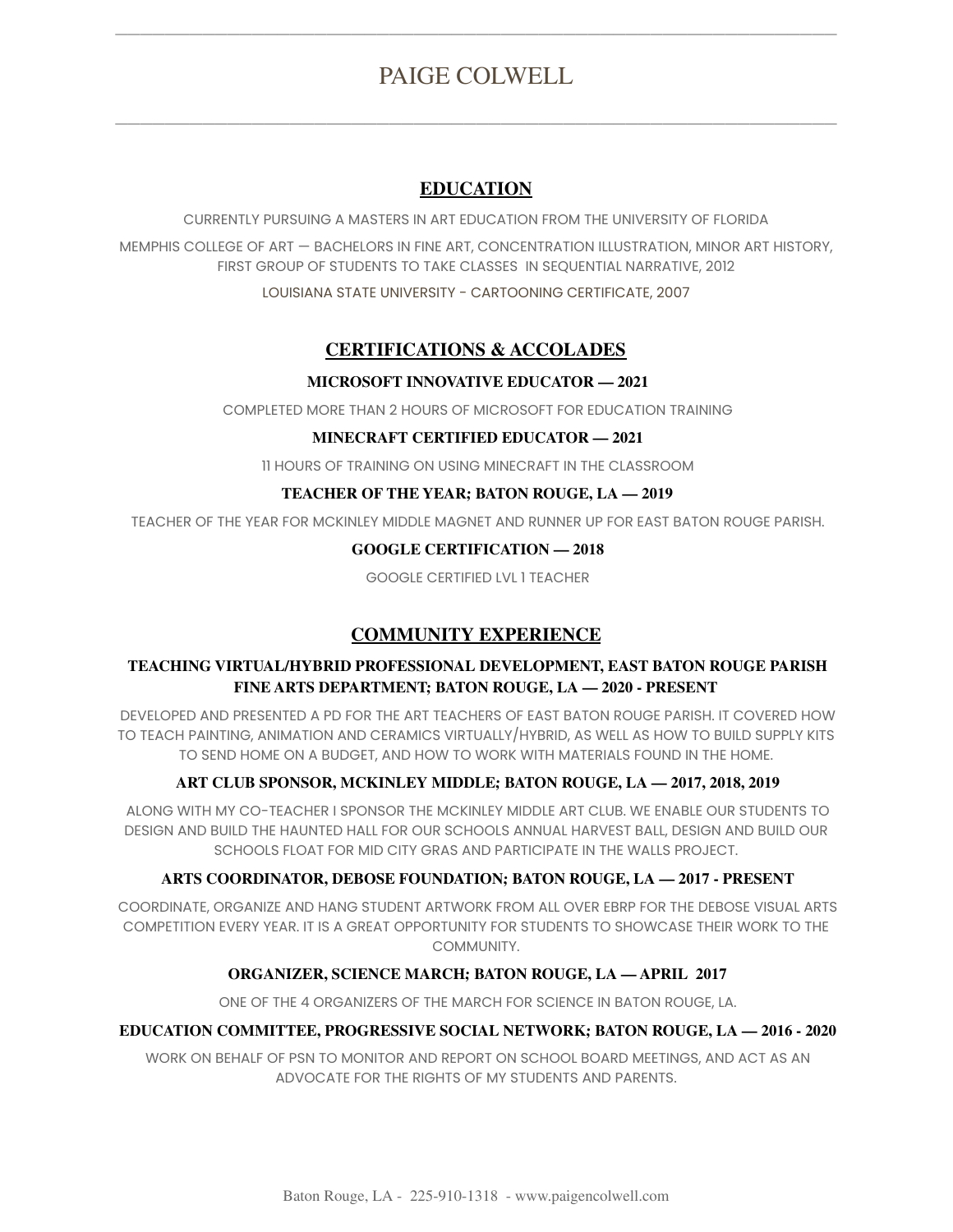# PAIGE COLWELL

## EDUCATION

CURRENTLY PURSUING A MASTERS IN ART EDUCATION FROM THE UNIVERSITY OF FLORIDA

MEMPHIS COLLEGE OF ART — BACHELORS IN FINE ART, CONCENTRATION ILLUSTRATION, MINOR ART HISTORY, FIRST GROUP OF STUDENTS TO TAKE CLASSES IN SEQUENTIAL NARRATIVE, 2012

LOUISIANA STATE UNIVERSITY - CARTOONING CERTIFICATE, 2007

## CERTIFICATIONS & ACCOLADES

### MICROSOFT INNOVATIVE EDUCATOR — 2021

COMPLETED MORE THAN 2 HOURS OF MICROSOFT FOR EDUCATION TRAINING

### MINECRAFT CERTIFIED EDUCATOR — 2021

11 HOURS OF TRAINING ON USING MINECRAFT IN THE CLASSROOM

### TEACHER OF THE YEAR; BATON ROUGE, LA — 2019

TEACHER OF THE YEAR FOR MCKINLEY MIDDLE MAGNET AND RUNNER UP FOR EAST BATON ROUGE PARISH.

### GOOGLE CERTIFICATION — 2018

GOOGLE CERTIFIED LVL 1 TEACHER

## COMMUNITY EXPERIENCE

### TEACHING VIRTUAL/HYBRID PROFESSIONAL DEVELOPMENT, EAST BATON ROUGE PARISH FINE ARTS DEPARTMENT; BATON ROUGE, LA — 2020 - PRESENT

DEVELOPED AND PRESENTED A PD FOR THE ART TEACHERS OF EAST BATON ROUGE PARISH. IT COVERED HOW TO TEACH PAINTING, ANIMATION AND CERAMICS VIRTUALLY/HYBRID, AS WELL AS HOW TO BUILD SUPPLY KITS TO SEND HOME ON A BUDGET, AND HOW TO WORK WITH MATERIALS FOUND IN THE HOME.

### ART CLUB SPONSOR, MCKINLEY MIDDLE; BATON ROUGE, LA — 2017, 2018, 2019

ALONG WITH MY CO-TEACHER I SPONSOR THE MCKINLEY MIDDLE ART CLUB. WE ENABLE OUR STUDENTS TO DESIGN AND BUILD THE HAUNTED HALL FOR OUR SCHOOLS ANNUAL HARVEST BALL, DESIGN AND BUILD OUR SCHOOLS FLOAT FOR MID CITY GRAS AND PARTICIPATE IN THE WALLS PROJECT.

### ARTS COORDINATOR, DEBOSE FOUNDATION; BATON ROUGE, LA — 2017 - PRESENT

COORDINATE, ORGANIZE AND HANG STUDENT ARTWORK FROM ALL OVER EBRP FOR THE DEBOSE VISUAL ARTS COMPETITION EVERY YEAR. IT IS A GREAT OPPORTUNITY FOR STUDENTS TO SHOWCASE THEIR WORK TO THE COMMUNITY.

### ORGANIZER, SCIENCE MARCH; BATON ROUGE, LA — APRIL 2017

ONE OF THE 4 ORGANIZERS OF THE MARCH FOR SCIENCE IN BATON ROUGE, LA.

### EDUCATION COMMITTEE, PROGRESSIVE SOCIAL NETWORK; BATON ROUGE, LA — 2016 - 2020

WORK ON BEHALF OF PSN TO MONITOR AND REPORT ON SCHOOL BOARD MEETINGS, AND ACT AS AN ADVOCATE FOR THE RIGHTS OF MY STUDENTS AND PARENTS.

Baton Rouge, LA - 225-910-1318 - www.paigencolwell.com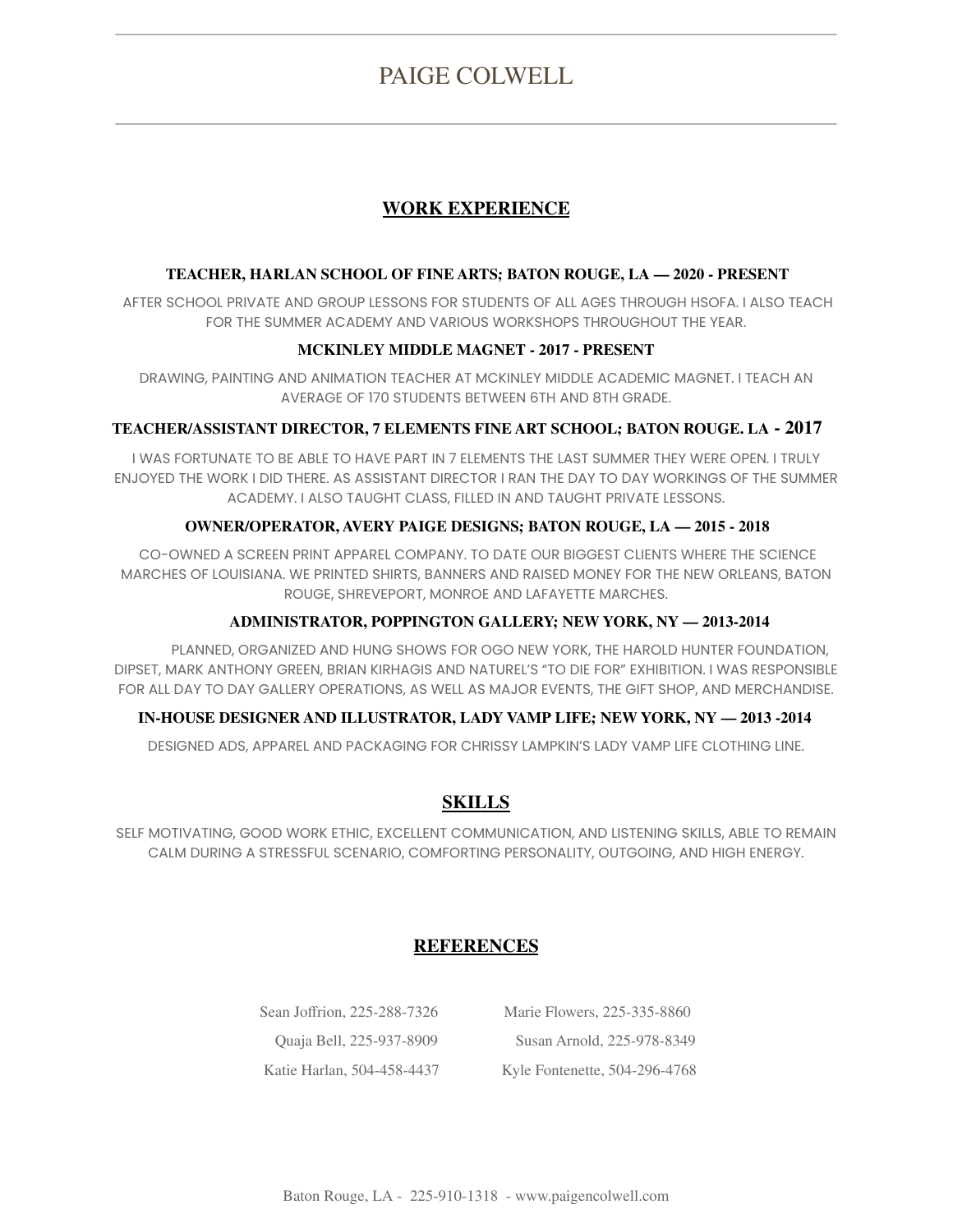# PAIGE COLWELL

## WORK EXPERIENCE

**TEACHER, HARLAN SCHOOL OF FINE ARTS; BATON ROUGE, LA — 2020 - PRESENT**

AFTER SCHOOL PRIVATE AND GROUP LESSONS FOR STUDENTS OF ALL AGES THROUGH HSOFA. I ALSO TEACH FOR THE SUMMER ACADEMY AND VARIOUS WORKSHOPS THROUGHOUT THE YEAR.

**MCKINLEY MIDDLE MAGNET - 2017 - PRESENT**

DRAWING, PAINTING AND ANIMATION TEACHER AT MCKINLEY MIDDLE ACADEMIC MAGNET. I TEACH AN AVERAGE OF 170 STUDENTS BETWEEN 6TH AND 8TH GRADE.

**TEACHER/ASSISTANT DIRECTOR, 7 ELEMENTS FINE ART SCHOOL; BATON ROUGE. LA - 2017**

I WAS FORTUNATE TO BE ABLE TO HAVE PART IN 7 ELEMENTS THE LAST SUMMER THEY WERE OPEN. I TRULY ENJOYED THE WORK I DID THERE. AS ASSISTANT DIRECTOR I RAN THE DAY TO DAY WORKINGS OF THE SUMMER ACADEMY. I ALSO TAUGHT CLASS, FILLED IN AND TAUGHT PRIVATE LESSONS.

**OWNER/OPERATOR, AVERY PAIGE DESIGNS; BATON ROUGE, LA — 2015 - 2018**

CO-OWNED A SCREEN PRINT APPAREL COMPANY. TO DATE OUR BIGGEST CLIENTS WHERE THE SCIENCE MARCHES OF LOUISIANA. WE PRINTED SHIRTS, BANNERS AND RAISED MONEY FOR THE NEW ORLEANS, BATON ROUGE, SHREVEPORT, MONROE AND LAFAYETTE MARCHES.

**ADMINISTRATOR, POPPINGTON GALLERY; NEW YORK, NY — 2013-2014**

PLANNED, ORGANIZED AND HUNG SHOWS FOR OGO NEW YORK, THE HAROLD HUNTER FOUNDATION, DIPSET, MARK ANTHONY GREEN, BRIAN KIRHAGIS AND NATUREL'S "TO DIE FOR" EXHIBITION. I WAS RESPONSIBLE FOR ALL DAY TO DAY GALLERY OPERATIONS, AS WELL AS MAJOR EVENTS, THE GIFT SHOP, AND MERCHANDISE.

**IN-HOUSE DESIGNER AND ILLUSTRATOR, LADY VAMP LIFE; NEW YORK, NY — 2013 -2014**

DESIGNED ADS, APPAREL AND PACKAGING FOR CHRISSY LAMPKIN'S LADY VAMP LIFE CLOTHING LINE.

## SKILLS

SELF MOTIVATING, GOOD WORK ETHIC, EXCELLENT COMMUNICATION, AND LISTENING SKILLS, ABLE TO REMAIN CALM DURING A STRESSFUL SCENARIO, COMFORTING PERSONALITY, OUTGOING, AND HIGH ENERGY.

## REFERENCES

Sean Joffrion, 225-288-7326

Marie Flowers, 225-335-8860

Quaja Bell, 225-937-8909

Susan Arnold, 225-978-8349

Katie Harlan, 504-458-4437

Kyle Fontenette, 504-296-4768

Baton Rouge, LA - 225-910-1318 - www.paigencolwell.com